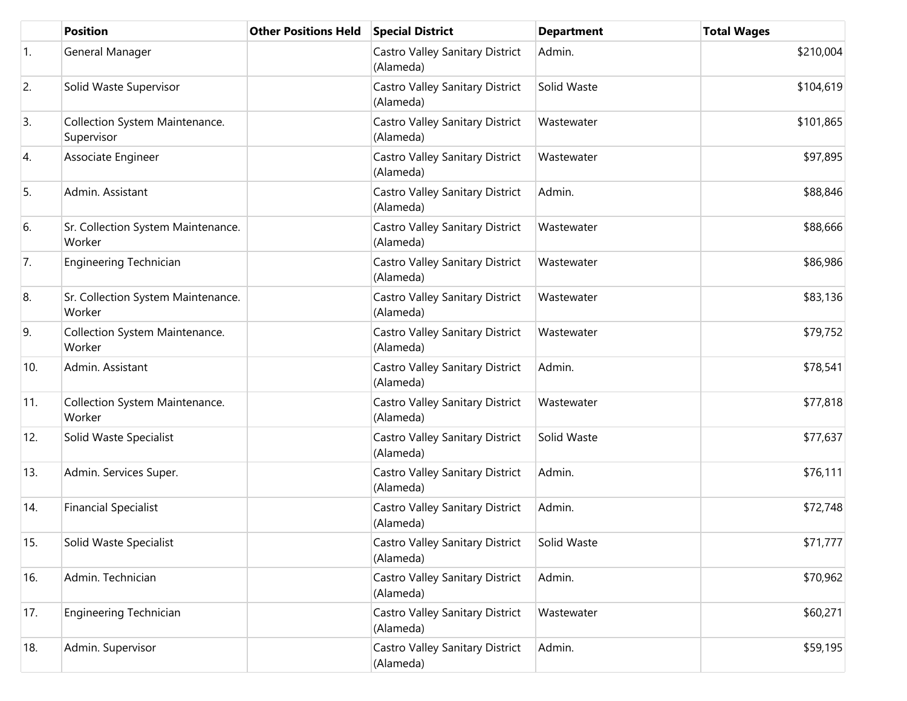| | Position | Other Positions Held | Special District | Department | Total Wages |
|---|---|---|---|---|---|
| 1. | General Manager | | Castro Valley Sanitary District (Alameda) | Admin. | $210,004 |
| 2. | Solid Waste Supervisor | | Castro Valley Sanitary District (Alameda) | Solid Waste | $104,619 |
| 3. | Collection System Maintenance. Supervisor | | Castro Valley Sanitary District (Alameda) | Wastewater | $101,865 |
| 4. | Associate Engineer | | Castro Valley Sanitary District (Alameda) | Wastewater | $97,895 |
| 5. | Admin. Assistant | | Castro Valley Sanitary District (Alameda) | Admin. | $88,846 |
| 6. | Sr. Collection System Maintenance. Worker | | Castro Valley Sanitary District (Alameda) | Wastewater | $88,666 |
| 7. | Engineering Technician | | Castro Valley Sanitary District (Alameda) | Wastewater | $86,986 |
| 8. | Sr. Collection System Maintenance. Worker | | Castro Valley Sanitary District (Alameda) | Wastewater | $83,136 |
| 9. | Collection System Maintenance. Worker | | Castro Valley Sanitary District (Alameda) | Wastewater | $79,752 |
| 10. | Admin. Assistant | | Castro Valley Sanitary District (Alameda) | Admin. | $78,541 |
| 11. | Collection System Maintenance. Worker | | Castro Valley Sanitary District (Alameda) | Wastewater | $77,818 |
| 12. | Solid Waste Specialist | | Castro Valley Sanitary District (Alameda) | Solid Waste | $77,637 |
| 13. | Admin. Services Super. | | Castro Valley Sanitary District (Alameda) | Admin. | $76,111 |
| 14. | Financial Specialist | | Castro Valley Sanitary District (Alameda) | Admin. | $72,748 |
| 15. | Solid Waste Specialist | | Castro Valley Sanitary District (Alameda) | Solid Waste | $71,777 |
| 16. | Admin. Technician | | Castro Valley Sanitary District (Alameda) | Admin. | $70,962 |
| 17. | Engineering Technician | | Castro Valley Sanitary District (Alameda) | Wastewater | $60,271 |
| 18. | Admin. Supervisor | | Castro Valley Sanitary District (Alameda) | Admin. | $59,195 |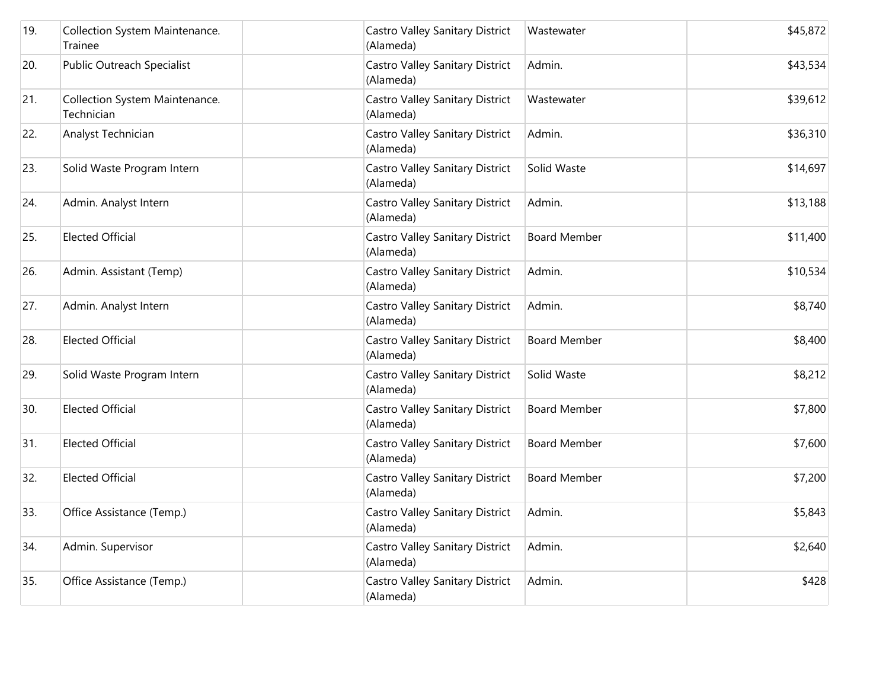| | | | | | |
|---|---|---|---|---|---|
| 19. | Collection System Maintenance. Trainee | | Castro Valley Sanitary District (Alameda) | Wastewater | $45,872 |
| 20. | Public Outreach Specialist | | Castro Valley Sanitary District (Alameda) | Admin. | $43,534 |
| 21. | Collection System Maintenance. Technician | | Castro Valley Sanitary District (Alameda) | Wastewater | $39,612 |
| 22. | Analyst Technician | | Castro Valley Sanitary District (Alameda) | Admin. | $36,310 |
| 23. | Solid Waste Program Intern | | Castro Valley Sanitary District (Alameda) | Solid Waste | $14,697 |
| 24. | Admin. Analyst Intern | | Castro Valley Sanitary District (Alameda) | Admin. | $13,188 |
| 25. | Elected Official | | Castro Valley Sanitary District (Alameda) | Board Member | $11,400 |
| 26. | Admin. Assistant (Temp) | | Castro Valley Sanitary District (Alameda) | Admin. | $10,534 |
| 27. | Admin. Analyst Intern | | Castro Valley Sanitary District (Alameda) | Admin. | $8,740 |
| 28. | Elected Official | | Castro Valley Sanitary District (Alameda) | Board Member | $8,400 |
| 29. | Solid Waste Program Intern | | Castro Valley Sanitary District (Alameda) | Solid Waste | $8,212 |
| 30. | Elected Official | | Castro Valley Sanitary District (Alameda) | Board Member | $7,800 |
| 31. | Elected Official | | Castro Valley Sanitary District (Alameda) | Board Member | $7,600 |
| 32. | Elected Official | | Castro Valley Sanitary District (Alameda) | Board Member | $7,200 |
| 33. | Office Assistance (Temp.) | | Castro Valley Sanitary District (Alameda) | Admin. | $5,843 |
| 34. | Admin. Supervisor | | Castro Valley Sanitary District (Alameda) | Admin. | $2,640 |
| 35. | Office Assistance (Temp.) | | Castro Valley Sanitary District (Alameda) | Admin. | $428 |